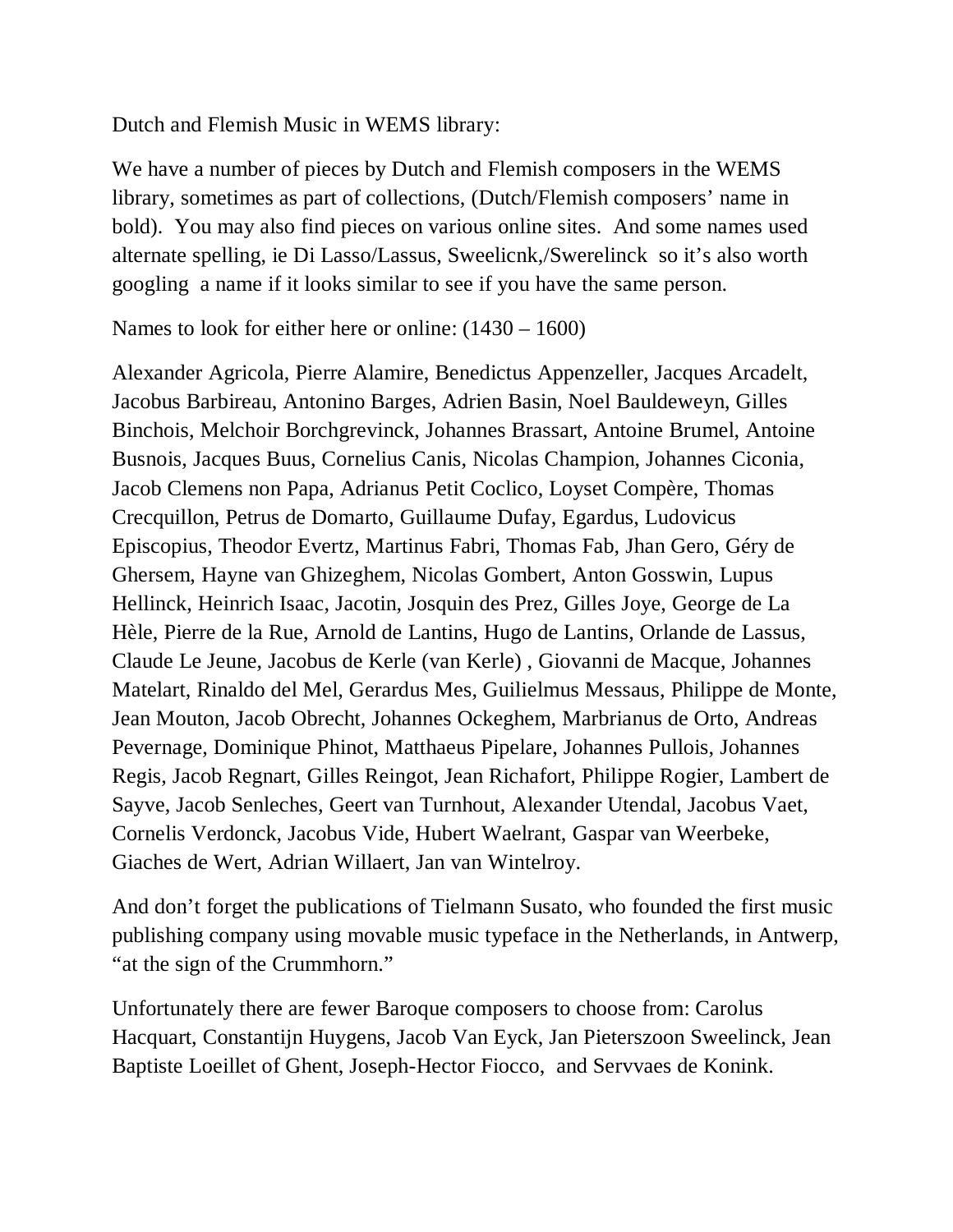Dutch and Flemish Music in WEMS library:

We have a number of pieces by Dutch and Flemish composers in the WEMS library, sometimes as part of collections, (Dutch/Flemish composers' name in bold). You may also find pieces on various online sites. And some names used alternate spelling, ie Di Lasso/Lassus, Sweelicnk,/Swerelinck so it's also worth googling a name if it looks similar to see if you have the same person.

Names to look for either here or online: (1430 – 1600)

Alexander Agricola, Pierre Alamire, Benedictus Appenzeller, Jacques Arcadelt, Jacobus Barbireau, Antonino Barges, Adrien Basin, Noel Bauldeweyn, Gilles Binchois, Melchoir Borchgrevinck, Johannes Brassart, Antoine Brumel, Antoine Busnois, Jacques Buus, Cornelius Canis, Nicolas Champion, Johannes Ciconia, Jacob Clemens non Papa, Adrianus Petit Coclico, Loyset Compère, Thomas Crecquillon, Petrus de Domarto, Guillaume Dufay, Egardus, Ludovicus Episcopius, Theodor Evertz, Martinus Fabri, Thomas Fab, Jhan Gero, Géry de Ghersem, Hayne van Ghizeghem, Nicolas Gombert, Anton Gosswin, Lupus Hellinck, Heinrich Isaac, Jacotin, Josquin des Prez, Gilles Joye, George de La Hèle, Pierre de la Rue, Arnold de Lantins, Hugo de Lantins, Orlande de Lassus, Claude Le Jeune, Jacobus de Kerle (van Kerle) , Giovanni de Macque, Johannes Matelart, Rinaldo del Mel, Gerardus Mes, Guilielmus Messaus, Philippe de Monte, Jean Mouton, Jacob Obrecht, Johannes Ockeghem, Marbrianus de Orto, Andreas Pevernage, Dominique Phinot, Matthaeus Pipelare, Johannes Pullois, Johannes Regis, Jacob Regnart, Gilles Reingot, Jean Richafort, Philippe Rogier, Lambert de Sayve, Jacob Senleches, Geert van Turnhout, Alexander Utendal, Jacobus Vaet, Cornelis Verdonck, Jacobus Vide, Hubert Waelrant, Gaspar van Weerbeke, Giaches de Wert, Adrian Willaert, Jan van Wintelroy.

And don't forget the publications of Tielmann Susato, who founded the first music publishing company using movable music typeface in the Netherlands, in Antwerp, "at the sign of the Crummhorn."

Unfortunately there are fewer Baroque composers to choose from: Carolus Hacquart, Constantijn Huygens, Jacob Van Eyck, Jan Pieterszoon Sweelinck, Jean Baptiste Loeillet of Ghent, Joseph-Hector Fiocco, and Servvaes de Konink.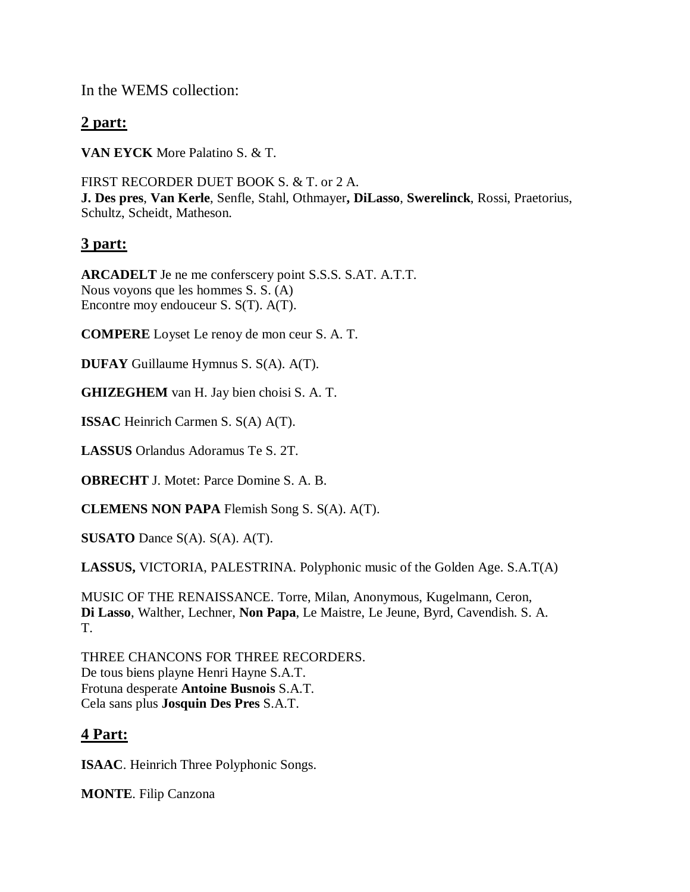In the WEMS collection:

## 2 part:

**VAN EYCK** More Palatino S. & T.

FIRST RECORDER DUET BOOK S. & T. or 2 A.
**J. Des pres**, **Van Kerle**, Senfle, Stahl, Othmayer**, DiLasso**, **Swerelinck**, Rossi, Praetorius, Schultz, Scheidt, Matheson.

## 3 part:

**ARCADELT** Je ne me conferscery point S.S.S. S.AT. A.T.T.
Nous voyons que les hommes S. S. (A)
Encontre moy endouceur S. S(T). A(T).

**COMPERE** Loyset Le renoy de mon ceur S. A. T.

**DUFAY** Guillaume Hymnus S. S(A). A(T).

**GHIZEGHEM** van H. Jay bien choisi S. A. T.

**ISSAC** Heinrich Carmen S. S(A) A(T).

**LASSUS** Orlandus Adoramus Te S. 2T.

**OBRECHT** J. Motet: Parce Domine S. A. B.

**CLEMENS NON PAPA** Flemish Song S. S(A). A(T).

**SUSATO** Dance S(A). S(A). A(T).

**LASSUS,** VICTORIA, PALESTRINA. Polyphonic music of the Golden Age. S.A.T(A)

MUSIC OF THE RENAISSANCE. Torre, Milan, Anonymous, Kugelmann, Ceron, **Di Lasso**, Walther, Lechner, **Non Papa**, Le Maistre, Le Jeune, Byrd, Cavendish. S. A. T.

THREE CHANCONS FOR THREE RECORDERS.
De tous biens playne Henri Hayne S.A.T.
Frotuna desperate **Antoine Busnois** S.A.T.
Cela sans plus **Josquin Des Pres** S.A.T.

## 4 Part:

**ISAAC**. Heinrich Three Polyphonic Songs.

**MONTE**. Filip Canzona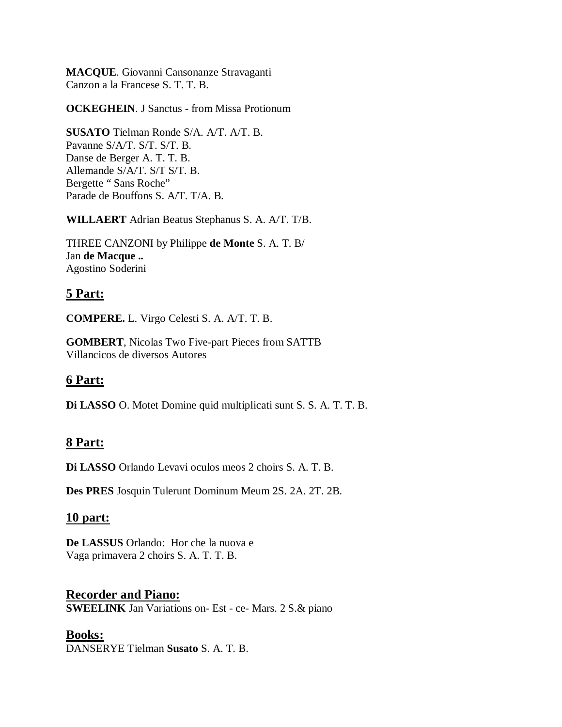**MACQUE**. Giovanni Cansonanze Stravaganti
Canzon a la Francese S. T. T. B.

**OCKEGHEIN**. J Sanctus - from Missa Protionum

**SUSATO** Tielman Ronde S/A. A/T. A/T. B.
Pavanne S/A/T. S/T. S/T. B.
Danse de Berger A. T. T. B.
Allemande S/A/T. S/T S/T. B.
Bergette " Sans Roche"
Parade de Bouffons S. A/T. T/A. B.

**WILLAERT** Adrian Beatus Stephanus S. A. A/T. T/B.

THREE CANZONI by Philippe **de Monte** S. A. T. B/
Jan **de Macque ..**
Agostino Soderini

## 5 Part:

**COMPERE.** L. Virgo Celesti S. A. A/T. T. B.

**GOMBERT**, Nicolas Two Five-part Pieces from SATTB
Villancicos de diversos Autores

## 6 Part:

**Di LASSO** O. Motet Domine quid multiplicati sunt S. S. A. T. T. B.

## 8 Part:

**Di LASSO** Orlando Levavi oculos meos 2 choirs S. A. T. B.

**Des PRES** Josquin Tulerunt Dominum Meum 2S. 2A. 2T. 2B.

## 10 part:

**De LASSUS** Orlando: Hor che la nuova e
Vaga primavera 2 choirs S. A. T. T. B.

## Recorder and Piano:

**SWEELINK** Jan Variations on- Est - ce- Mars. 2 S.& piano

## Books:

DANSERYE Tielman **Susato** S. A. T. B.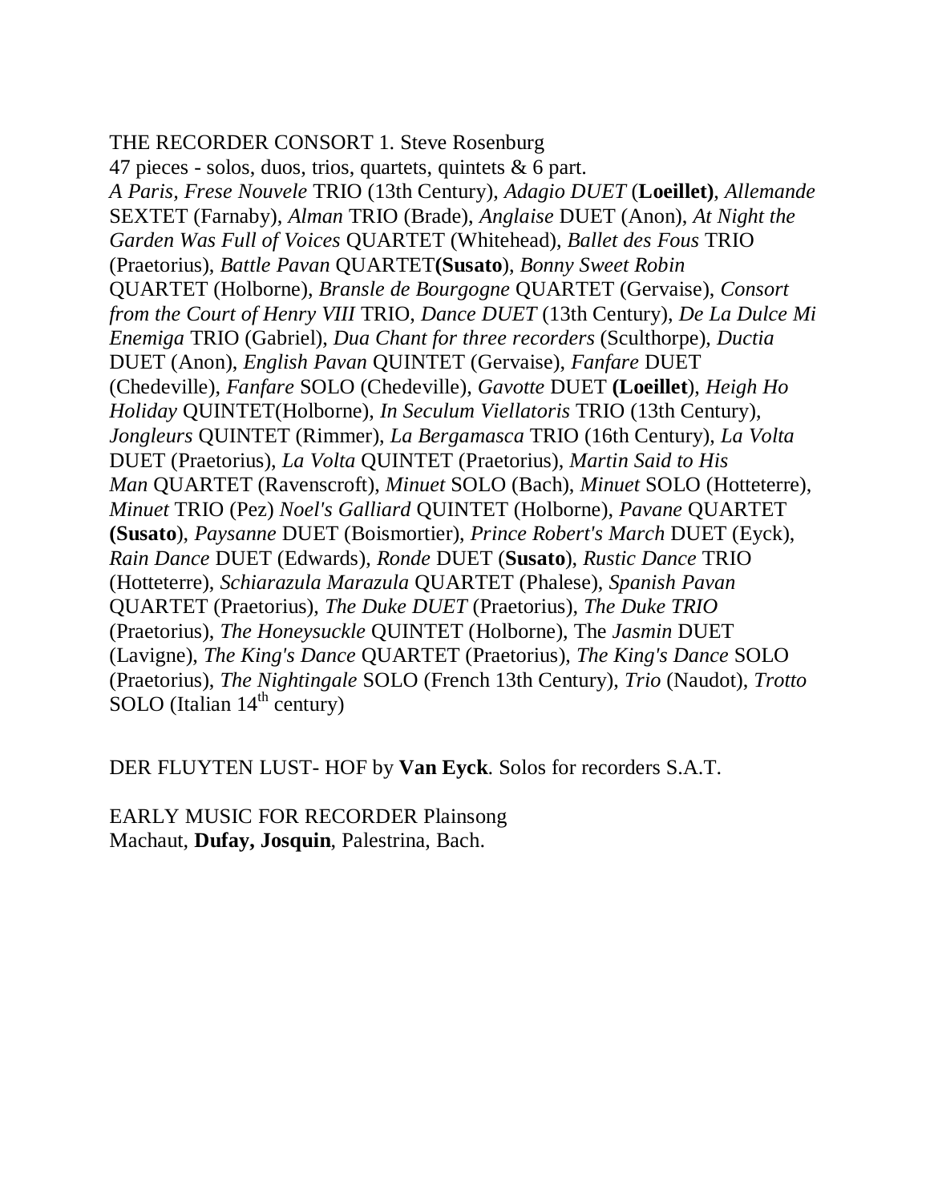THE RECORDER CONSORT 1. Steve Rosenburg
47 pieces - solos, duos, trios, quartets, quintets & 6 part.
*A Paris, Frese Nouvele* TRIO (13th Century), *Adagio DUET* (**Loeillet)**, *Allemande* SEXTET (Farnaby), *Alman* TRIO (Brade), *Anglaise* DUET (Anon), *At Night the Garden Was Full of Voices* QUARTET (Whitehead), *Ballet des Fous* TRIO (Praetorius), *Battle Pavan* QUARTET**(Susato**), *Bonny Sweet Robin* QUARTET (Holborne), *Bransle de Bourgogne* QUARTET (Gervaise), *Consort from the Court of Henry VIII* TRIO, *Dance DUET* (13th Century), *De La Dulce Mi Enemiga* TRIO (Gabriel), *Dua Chant for three recorders* (Sculthorpe), *Ductia* DUET (Anon), *English Pavan* QUINTET (Gervaise), *Fanfare* DUET (Chedeville), *Fanfare* SOLO (Chedeville), *Gavotte* DUET **(Loeillet**), *Heigh Ho Holiday* QUINTET(Holborne), *In Seculum Viellatoris* TRIO (13th Century), *Jongleurs* QUINTET (Rimmer), *La Bergamasca* TRIO (16th Century), *La Volta* DUET (Praetorius), *La Volta* QUINTET (Praetorius), *Martin Said to His Man* QUARTET (Ravenscroft), *Minuet* SOLO (Bach), *Minuet* SOLO (Hotteterre), *Minuet* TRIO (Pez) *Noel's Galliard* QUINTET (Holborne), *Pavane* QUARTET **(Susato**), *Paysanne* DUET (Boismortier), *Prince Robert's March* DUET (Eyck), *Rain Dance* DUET (Edwards), *Ronde* DUET (**Susato**), *Rustic Dance* TRIO (Hotteterre), *Schiarazula Marazula* QUARTET (Phalese), *Spanish Pavan* QUARTET (Praetorius), *The Duke DUET* (Praetorius), *The Duke TRIO* (Praetorius), *The Honeysuckle* QUINTET (Holborne), The *Jasmin* DUET (Lavigne), *The King's Dance* QUARTET (Praetorius), *The King's Dance* SOLO (Praetorius), *The Nightingale* SOLO (French 13th Century), *Trio* (Naudot), *Trotto* SOLO (Italian 14th century)

DER FLUYTEN LUST- HOF by **Van Eyck**. Solos for recorders S.A.T.

EARLY MUSIC FOR RECORDER Plainsong
Machaut, **Dufay, Josquin**, Palestrina, Bach.